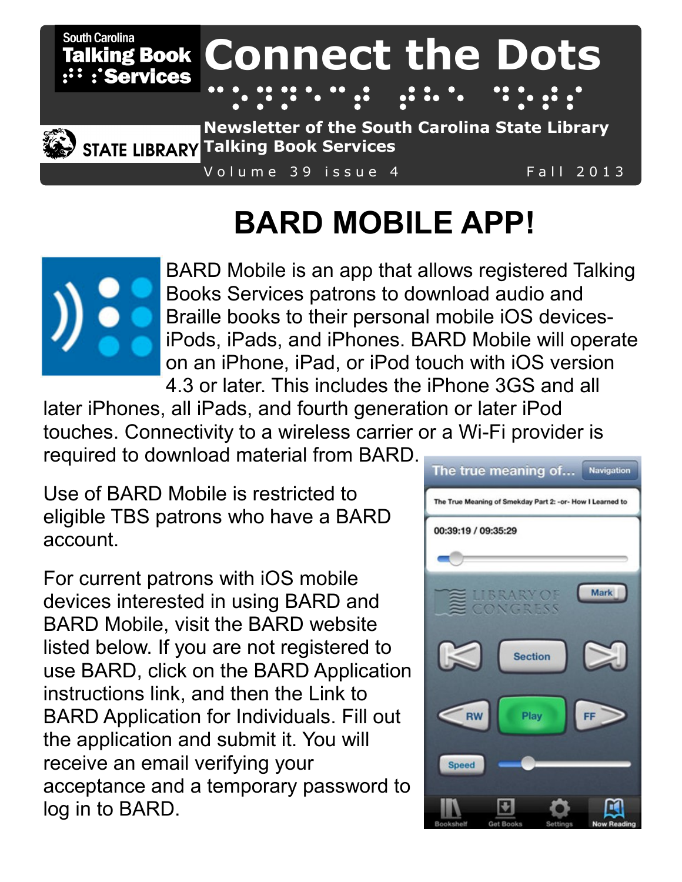South Carolina Talking Book Services

STATE LIBRARY

# Connect the Dots

Newsletter of the South Carolina State Library Talking Book Services

Volume 39 issue 4 Fall 2013

## BARD MOBILE APP!

BARD Mobile is an app that allows registered Talking Books Services patrons to download audio and Braille books to their personal mobile iOS devices- iPods, iPads, and iPhones. BARD Mobile will operate on an iPhone, iPad, or iPod touch with iOS version 4.3 or later. This includes the iPhone 3GS and all later iPhones, all iPads, and fourth generation or later iPod touches. Connectivity to a wireless carrier or a Wi-Fi provider is required to download material from BARD.

Use of BARD Mobile is restricted to eligible TBS patrons who have a BARD account.

For current patrons with iOS mobile devices interested in using BARD and BARD Mobile, visit the BARD website listed below. If you are not registered to use BARD, click on the BARD Application instructions link, and then the Link to BARD Application for Individuals. Fill out the application and submit it. You will receive an email verifying your acceptance and a temporary password to log in to BARD.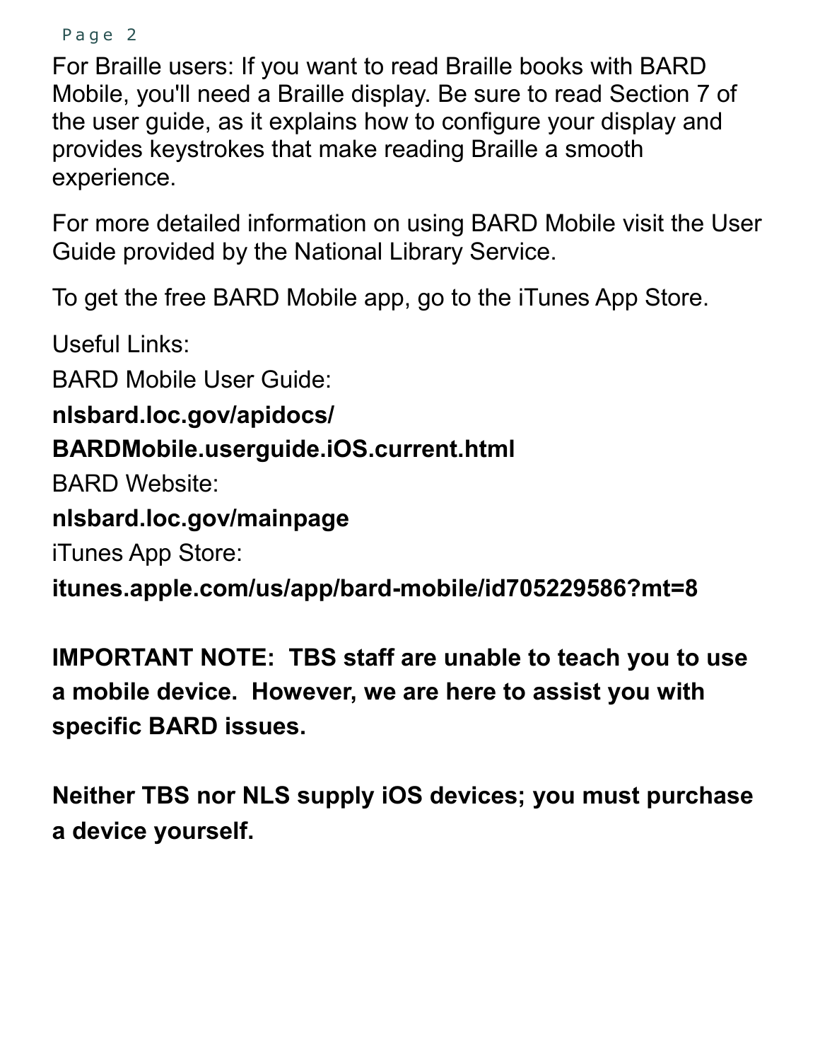For Braille users: If you want to read Braille books with BARD Mobile, you'll need a Braille display. Be sure to read Section 7 of the user guide, as it explains how to configure your display and provides keystrokes that make reading Braille a smooth experience.

For more detailed information on using BARD Mobile visit the User Guide provided by the National Library Service.

To get the free BARD Mobile app, go to the iTunes App Store.

Useful Links:

BARD Mobile User Guide:

**nlsbard.loc.gov/apidocs/BARDMobile.userguide.iOS.current.html**

BARD Website:

**nlsbard.loc.gov/mainpage**

iTunes App Store:

**itunes.apple.com/us/app/bard-mobile/id705229586?mt=8**

**IMPORTANT NOTE: TBS staff are unable to teach you to use a mobile device. However, we are here to assist you with specific BARD issues.**

**Neither TBS nor NLS supply iOS devices; you must purchase a device yourself.**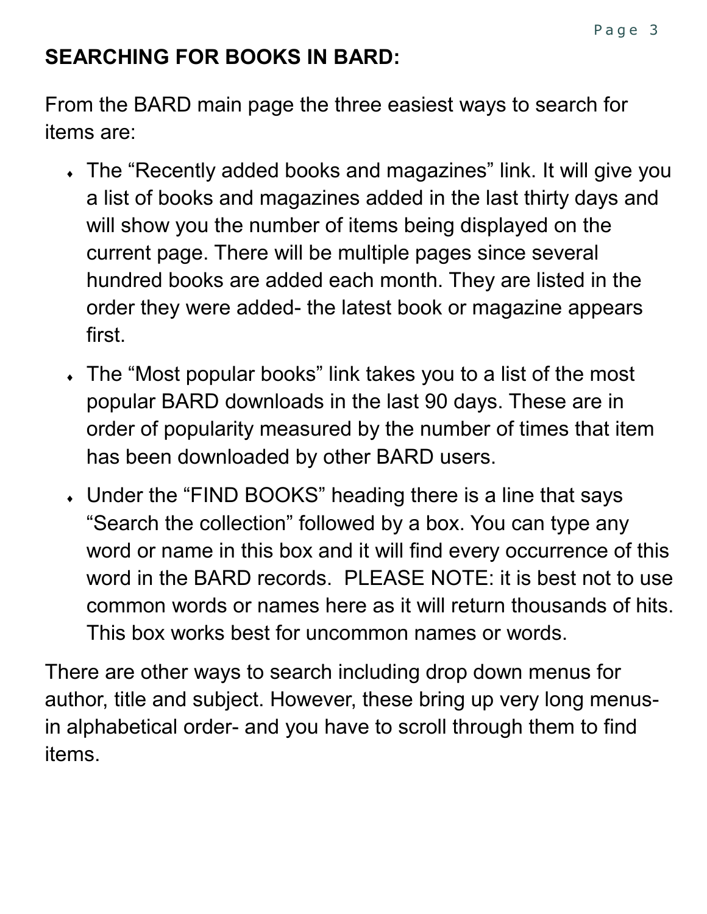## SEARCHING FOR BOOKS IN BARD:

From the BARD main page the three easiest ways to search for items are:

- The “Recently added books and magazines” link. It will give you a list of books and magazines added in the last thirty days and will show you the number of items being displayed on the current page. There will be multiple pages since several hundred books are added each month. They are listed in the order they were added- the latest book or magazine appears first.
- The “Most popular books” link takes you to a list of the most popular BARD downloads in the last 90 days. These are in order of popularity measured by the number of times that item has been downloaded by other BARD users.
- Under the “FIND BOOKS” heading there is a line that says “Search the collection” followed by a box. You can type any word or name in this box and it will find every occurrence of this word in the BARD records. PLEASE NOTE: it is best not to use common words or names here as it will return thousands of hits. This box works best for uncommon names or words.

There are other ways to search including drop down menus for author, title and subject. However, these bring up very long menus- in alphabetical order- and you have to scroll through them to find items.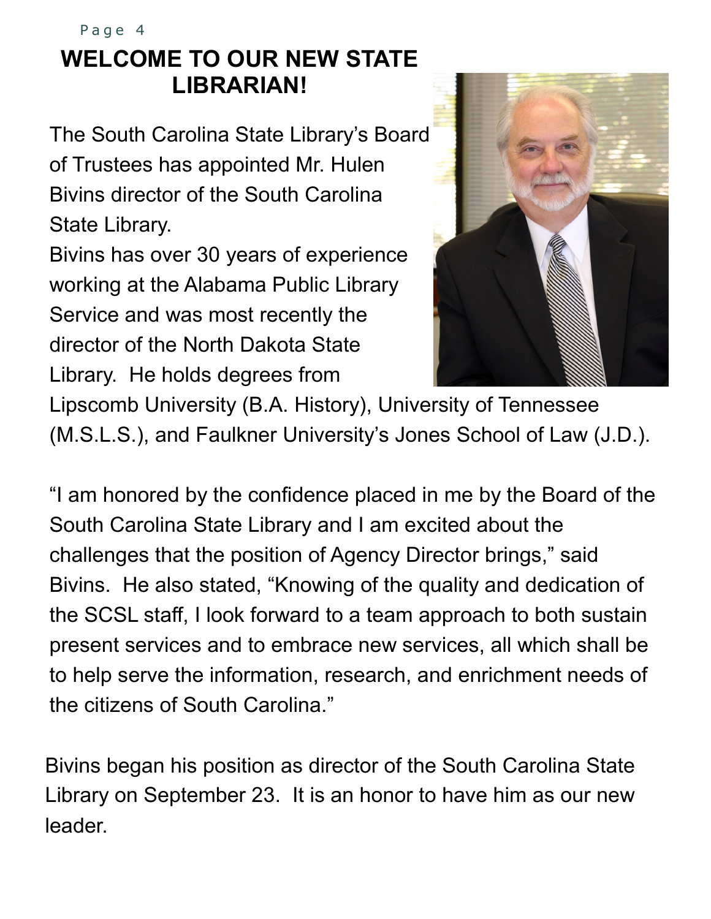# WELCOME TO OUR NEW STATE LIBRARIAN!

The South Carolina State Library's Board of Trustees has appointed Mr. Hulen Bivins director of the South Carolina State Library.

Bivins has over 30 years of experience working at the Alabama Public Library Service and was most recently the director of the North Dakota State Library. He holds degrees from Lipscomb University (B.A. History), University of Tennessee (M.S.L.S.), and Faulkner University's Jones School of Law (J.D.).

"I am honored by the confidence placed in me by the Board of the South Carolina State Library and I am excited about the challenges that the position of Agency Director brings," said Bivins. He also stated, "Knowing of the quality and dedication of the SCSL staff, I look forward to a team approach to both sustain present services and to embrace new services, all which shall be to help serve the information, research, and enrichment needs of the citizens of South Carolina."

Bivins began his position as director of the South Carolina State Library on September 23. It is an honor to have him as our new leader.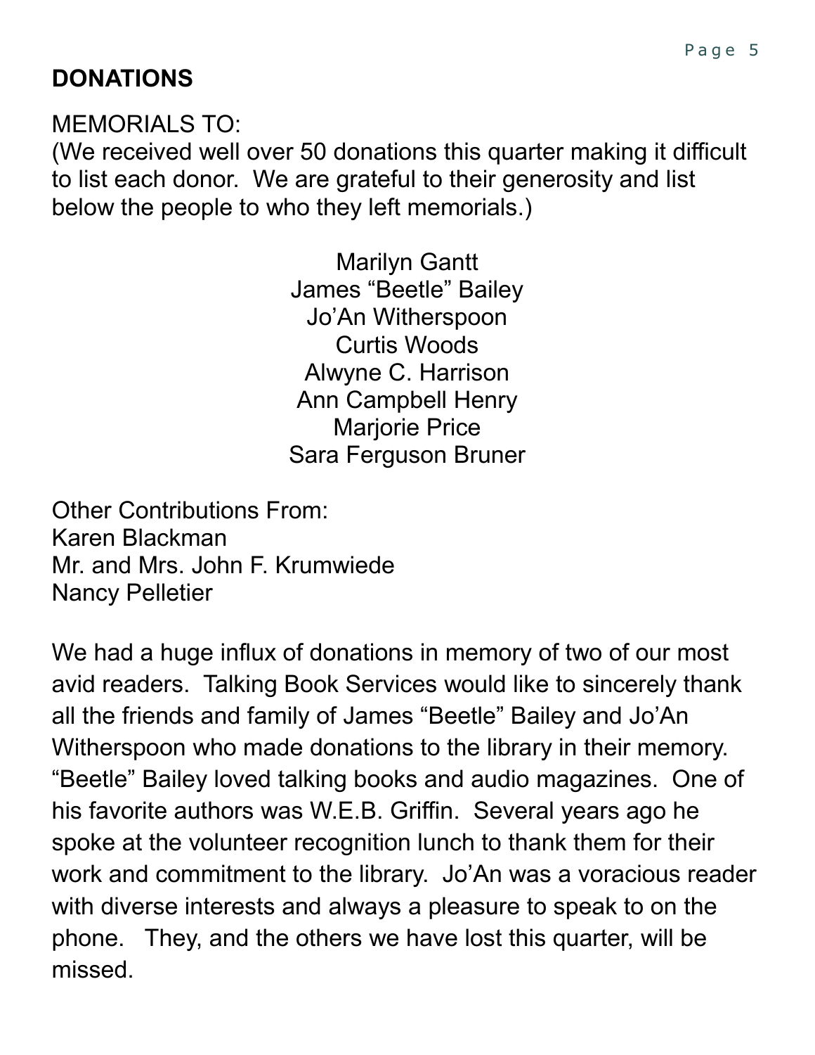## DONATIONS

MEMORIALS TO:
(We received well over 50 donations this quarter making it difficult to list each donor. We are grateful to their generosity and list below the people to who they left memorials.)

Marilyn Gantt
James "Beetle" Bailey
Jo'An Witherspoon
Curtis Woods
Alwyne C. Harrison
Ann Campbell Henry
Marjorie Price
Sara Ferguson Bruner

Other Contributions From:
Karen Blackman
Mr. and Mrs. John F. Krumwiede
Nancy Pelletier

We had a huge influx of donations in memory of two of our most avid readers. Talking Book Services would like to sincerely thank all the friends and family of James "Beetle" Bailey and Jo'An Witherspoon who made donations to the library in their memory. "Beetle" Bailey loved talking books and audio magazines. One of his favorite authors was W.E.B. Griffin. Several years ago he spoke at the volunteer recognition lunch to thank them for their work and commitment to the library. Jo'An was a voracious reader with diverse interests and always a pleasure to speak to on the phone. They, and the others we have lost this quarter, will be missed.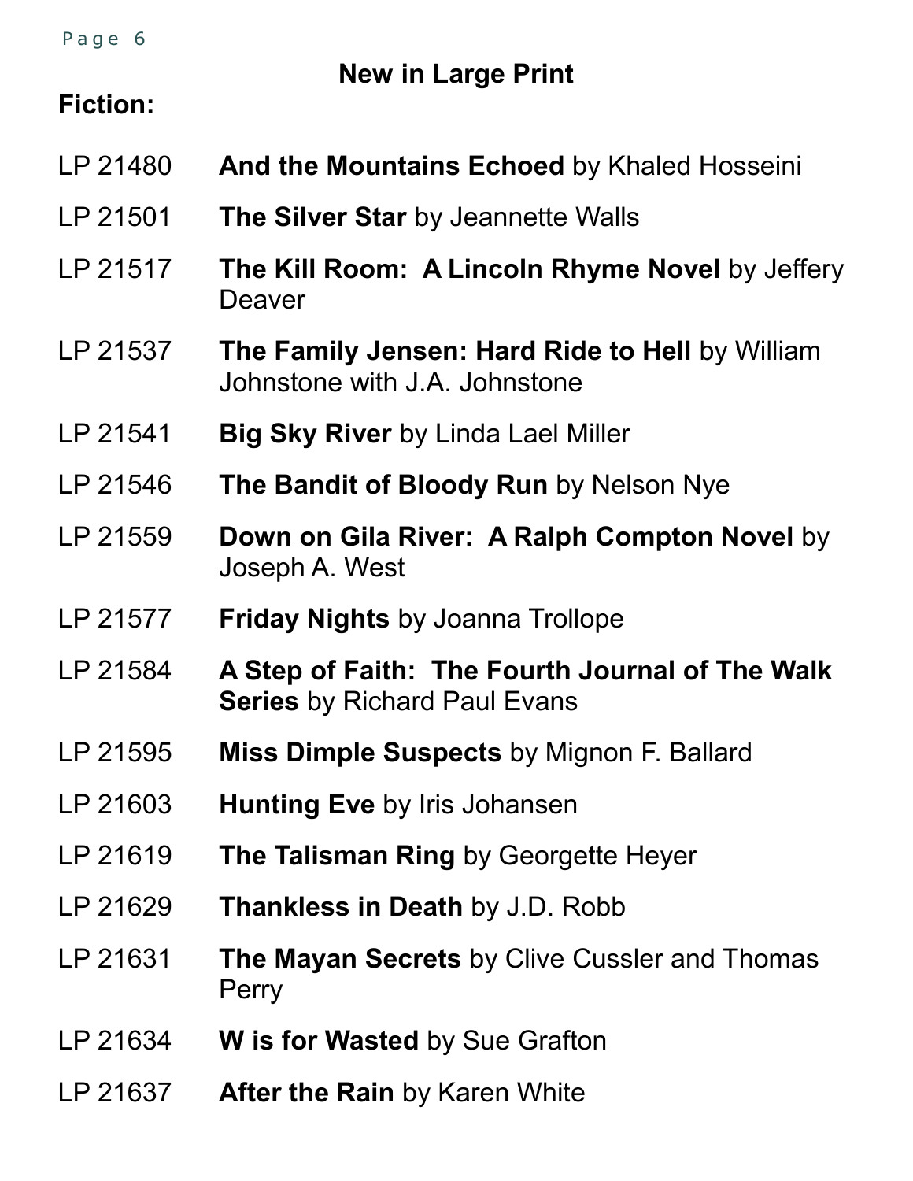## New in Large Print

**Fiction:**

LP 21480 **And the Mountains Echoed** by Khaled Hosseini

LP 21501 **The Silver Star** by Jeannette Walls

LP 21517 **The Kill Room: A Lincoln Rhyme Novel** by Jeffery Deaver

LP 21537 **The Family Jensen: Hard Ride to Hell** by William Johnstone with J.A. Johnstone

LP 21541 **Big Sky River** by Linda Lael Miller

LP 21546 **The Bandit of Bloody Run** by Nelson Nye

LP 21559 **Down on Gila River: A Ralph Compton Novel** by Joseph A. West

LP 21577 **Friday Nights** by Joanna Trollope

LP 21584 **A Step of Faith: The Fourth Journal of The Walk Series** by Richard Paul Evans

LP 21595 **Miss Dimple Suspects** by Mignon F. Ballard

LP 21603 **Hunting Eve** by Iris Johansen

LP 21619 **The Talisman Ring** by Georgette Heyer

LP 21629 **Thankless in Death** by J.D. Robb

LP 21631 **The Mayan Secrets** by Clive Cussler and Thomas Perry

LP 21634 **W is for Wasted** by Sue Grafton

LP 21637 **After the Rain** by Karen White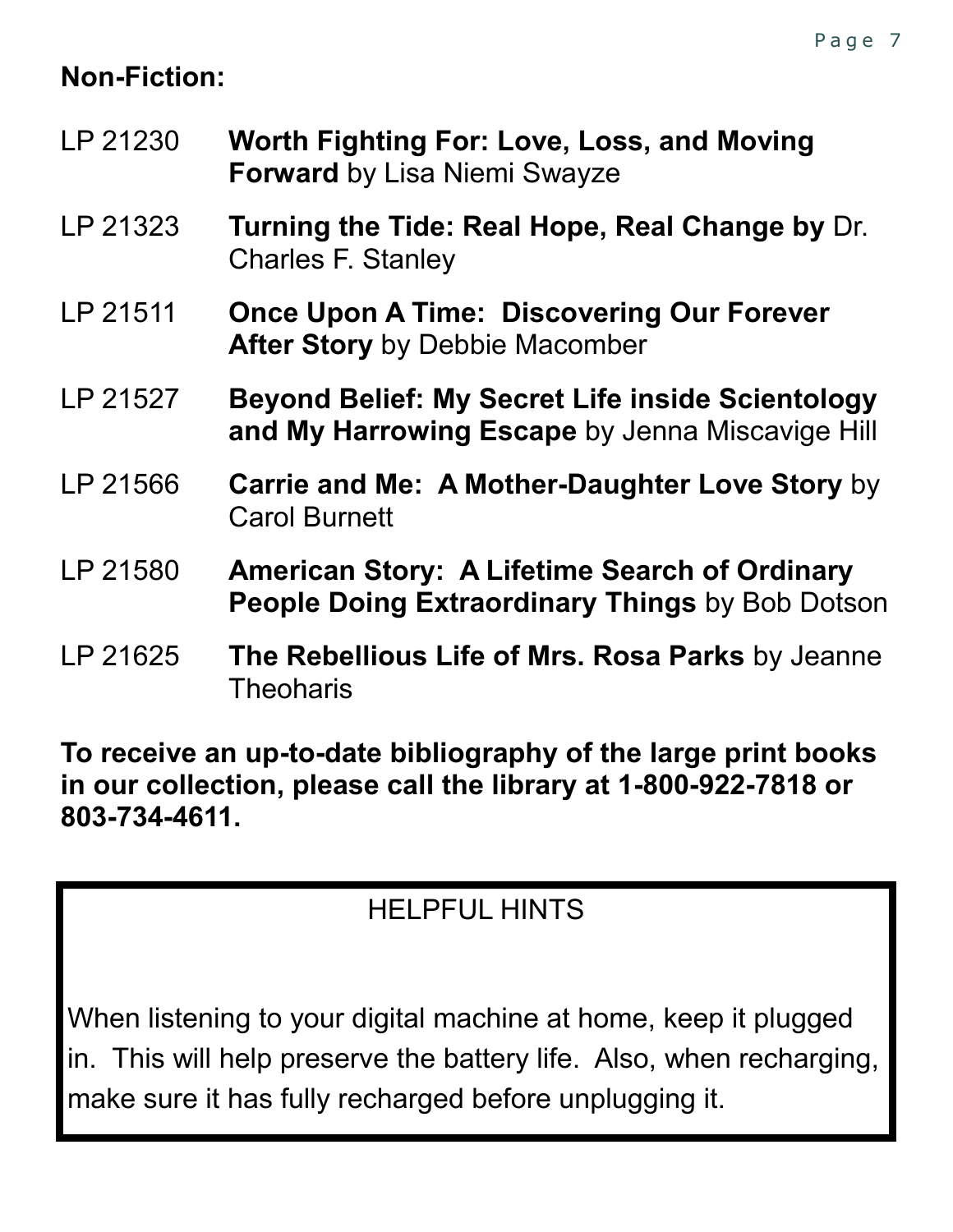**Non-Fiction:**

LP 21230 **Worth Fighting For: Love, Loss, and Moving Forward** by Lisa Niemi Swayze

LP 21323 **Turning the Tide: Real Hope, Real Change by** Dr. Charles F. Stanley

LP 21511 **Once Upon A Time: Discovering Our Forever After Story** by Debbie Macomber

LP 21527 **Beyond Belief: My Secret Life inside Scientology and My Harrowing Escape** by Jenna Miscavige Hill

LP 21566 **Carrie and Me: A Mother-Daughter Love Story** by Carol Burnett

LP 21580 **American Story: A Lifetime Search of Ordinary People Doing Extraordinary Things** by Bob Dotson

LP 21625 **The Rebellious Life of Mrs. Rosa Parks** by Jeanne Theoharis

**To receive an up-to-date bibliography of the large print books in our collection, please call the library at 1-800-922-7818 or 803-734-4611.**

HELPFUL HINTS

When listening to your digital machine at home, keep it plugged in. This will help preserve the battery life. Also, when recharging, make sure it has fully recharged before unplugging it.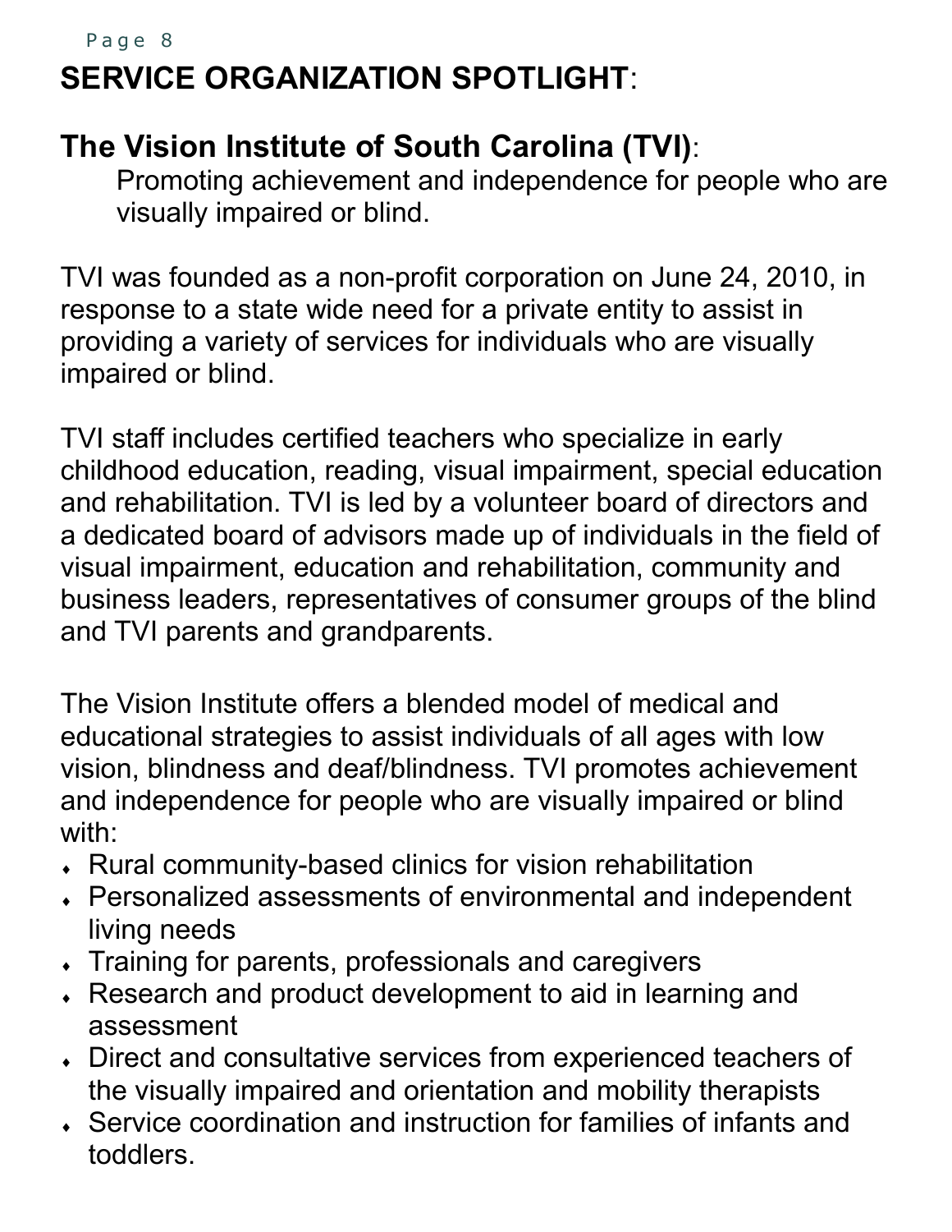# SERVICE ORGANIZATION SPOTLIGHT:

## The Vision Institute of South Carolina (TVI):

Promoting achievement and independence for people who are visually impaired or blind.

TVI was founded as a non-profit corporation on June 24, 2010, in response to a state wide need for a private entity to assist in providing a variety of services for individuals who are visually impaired or blind.

TVI staff includes certified teachers who specialize in early childhood education, reading, visual impairment, special education and rehabilitation. TVI is led by a volunteer board of directors and a dedicated board of advisors made up of individuals in the field of visual impairment, education and rehabilitation, community and business leaders, representatives of consumer groups of the blind and TVI parents and grandparents.

The Vision Institute offers a blended model of medical and educational strategies to assist individuals of all ages with low vision, blindness and deaf/blindness. TVI promotes achievement and independence for people who are visually impaired or blind with:

- Rural community-based clinics for vision rehabilitation
- Personalized assessments of environmental and independent living needs
- Training for parents, professionals and caregivers
- Research and product development to aid in learning and assessment
- Direct and consultative services from experienced teachers of the visually impaired and orientation and mobility therapists
- Service coordination and instruction for families of infants and toddlers.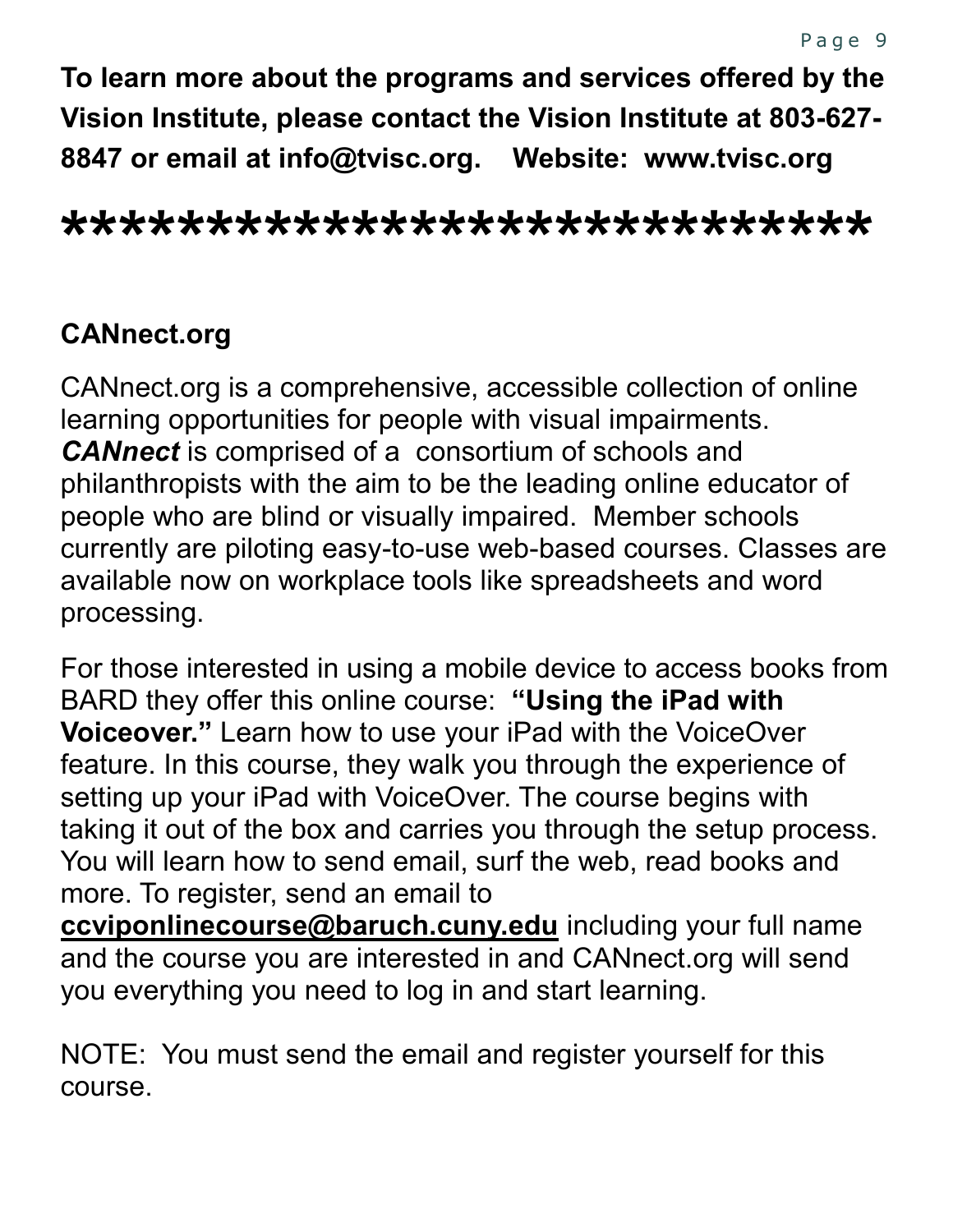**To learn more about the programs and services offered by the Vision Institute, please contact the Vision Institute at 803-627-8847 or email at info@tvisc.org.    Website:  www.tvisc.org**

**\*\*\*\*\*\*\*\*\*\*\*\*\*\*\*\*\*\*\*\*\*\*\*\*\*\*\*\***

**CANnect.org**

CANnect.org is a comprehensive, accessible collection of online learning opportunities for people with visual impairments. ***CANnect*** is comprised of a  consortium of schools and philanthropists with the aim to be the leading online educator of people who are blind or visually impaired.  Member schools currently are piloting easy-to-use web-based courses. Classes are available now on workplace tools like spreadsheets and word processing.

For those interested in using a mobile device to access books from BARD they offer this online course:  **"Using the iPad with Voiceover."** Learn how to use your iPad with the VoiceOver feature. In this course, they walk you through the experience of setting up your iPad with VoiceOver. The course begins with taking it out of the box and carries you through the setup process. You will learn how to send email, surf the web, read books and more. To register, send an email to **ccviponlinecourse@baruch.cuny.edu** including your full name and the course you are interested in and CANnect.org will send you everything you need to log in and start learning.

NOTE:  You must send the email and register yourself for this course.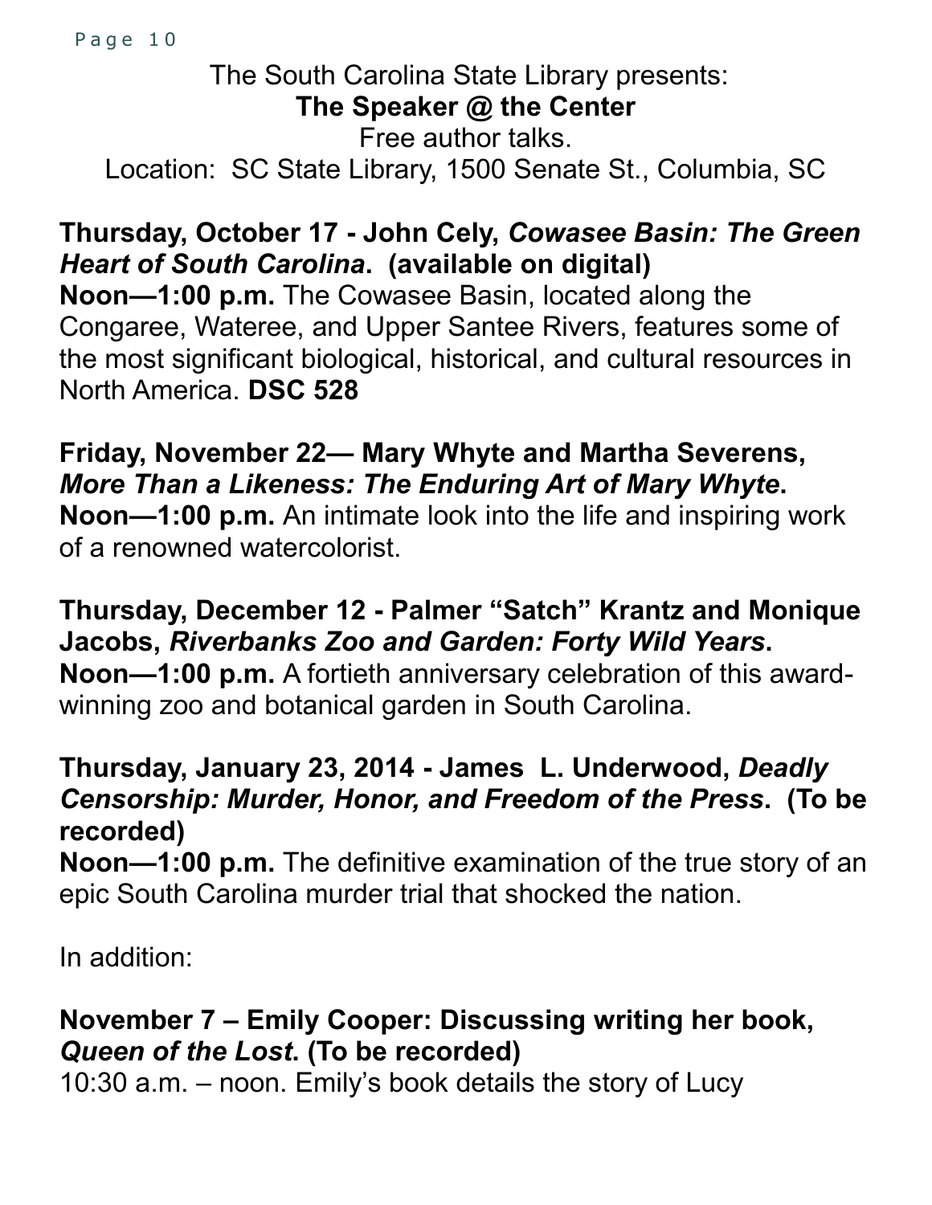The South Carolina State Library presents:

**The Speaker @ the Center**

Free author talks.

Location: SC State Library, 1500 Senate St., Columbia, SC

**Thursday, October 17 - John Cely, *Cowasee Basin: The Green Heart of South Carolina*. (available on digital)**
**Noon—1:00 p.m.** The Cowasee Basin, located along the Congaree, Wateree, and Upper Santee Rivers, features some of the most significant biological, historical, and cultural resources in North America. **DSC 528**

**Friday, November 22— Mary Whyte and Martha Severens, *More Than a Likeness: The Enduring Art of Mary Whyte*.**
**Noon—1:00 p.m.** An intimate look into the life and inspiring work of a renowned watercolorist.

**Thursday, December 12 - Palmer "Satch" Krantz and Monique Jacobs, *Riverbanks Zoo and Garden: Forty Wild Years*.**
**Noon—1:00 p.m.** A fortieth anniversary celebration of this award-winning zoo and botanical garden in South Carolina.

**Thursday, January 23, 2014 - James L. Underwood, *Deadly Censorship: Murder, Honor, and Freedom of the Press*. (To be recorded)**
**Noon—1:00 p.m.** The definitive examination of the true story of an epic South Carolina murder trial that shocked the nation.

In addition:

**November 7 – Emily Cooper: Discussing writing her book, *Queen of the Lost*. (To be recorded)**
10:30 a.m. – noon. Emily's book details the story of Lucy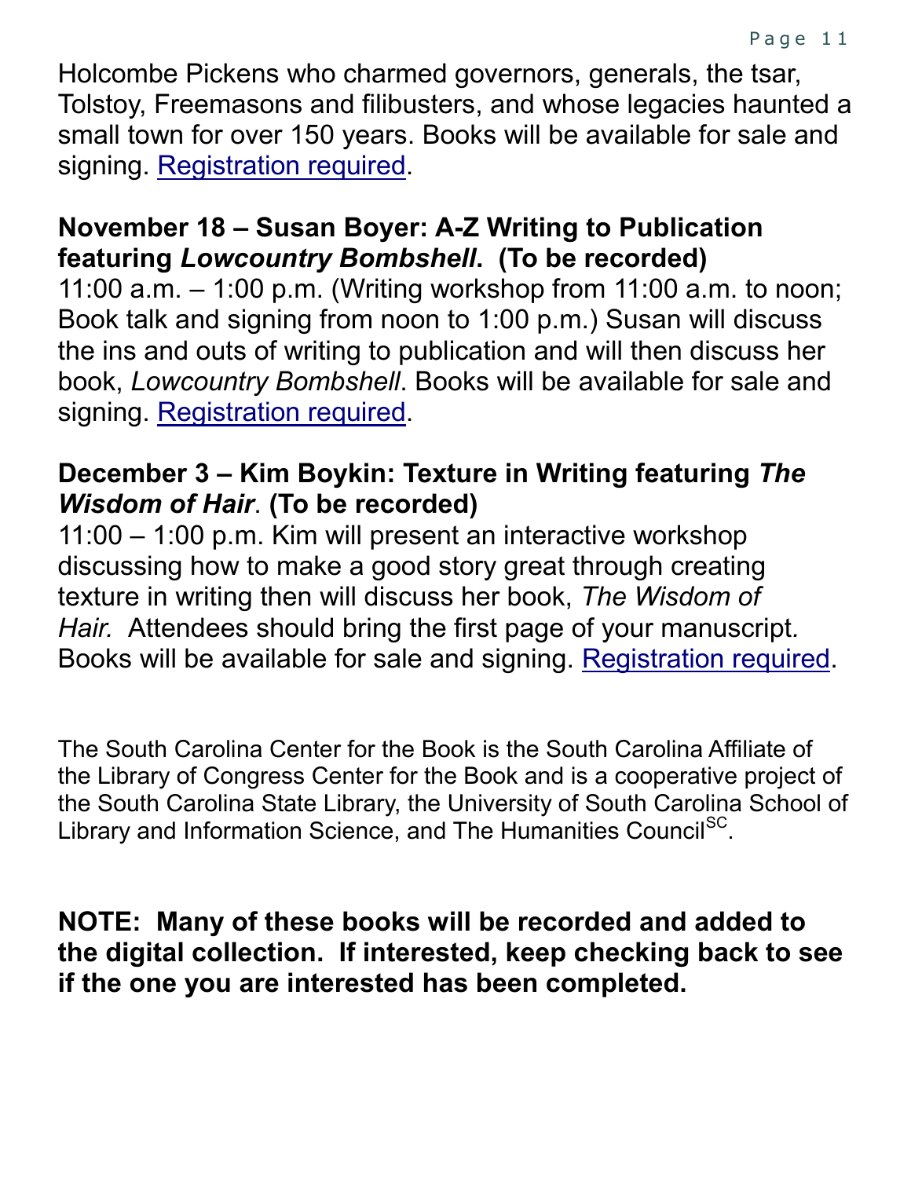Holcombe Pickens who charmed governors, generals, the tsar, Tolstoy, Freemasons and filibusters, and whose legacies haunted a small town for over 150 years. Books will be available for sale and signing. Registration required.

**November 18 – Susan Boyer: A-Z Writing to Publication featuring *Lowcountry Bombshell*. (To be recorded)**

11:00 a.m. – 1:00 p.m. (Writing workshop from 11:00 a.m. to noon; Book talk and signing from noon to 1:00 p.m.) Susan will discuss the ins and outs of writing to publication and will then discuss her book, *Lowcountry Bombshell*. Books will be available for sale and signing. Registration required.

**December 3 – Kim Boykin: Texture in Writing featuring *The Wisdom of Hair*. (To be recorded)**

11:00 – 1:00 p.m. Kim will present an interactive workshop discussing how to make a good story great through creating texture in writing then will discuss her book, *The Wisdom of Hair.* Attendees should bring the first page of your manuscript. Books will be available for sale and signing. Registration required.

The South Carolina Center for the Book is the South Carolina Affiliate of the Library of Congress Center for the Book and is a cooperative project of the South Carolina State Library, the University of South Carolina School of Library and Information Science, and The Humanities Council[SC].

**NOTE: Many of these books will be recorded and added to the digital collection. If interested, keep checking back to see if the one you are interested has been completed.**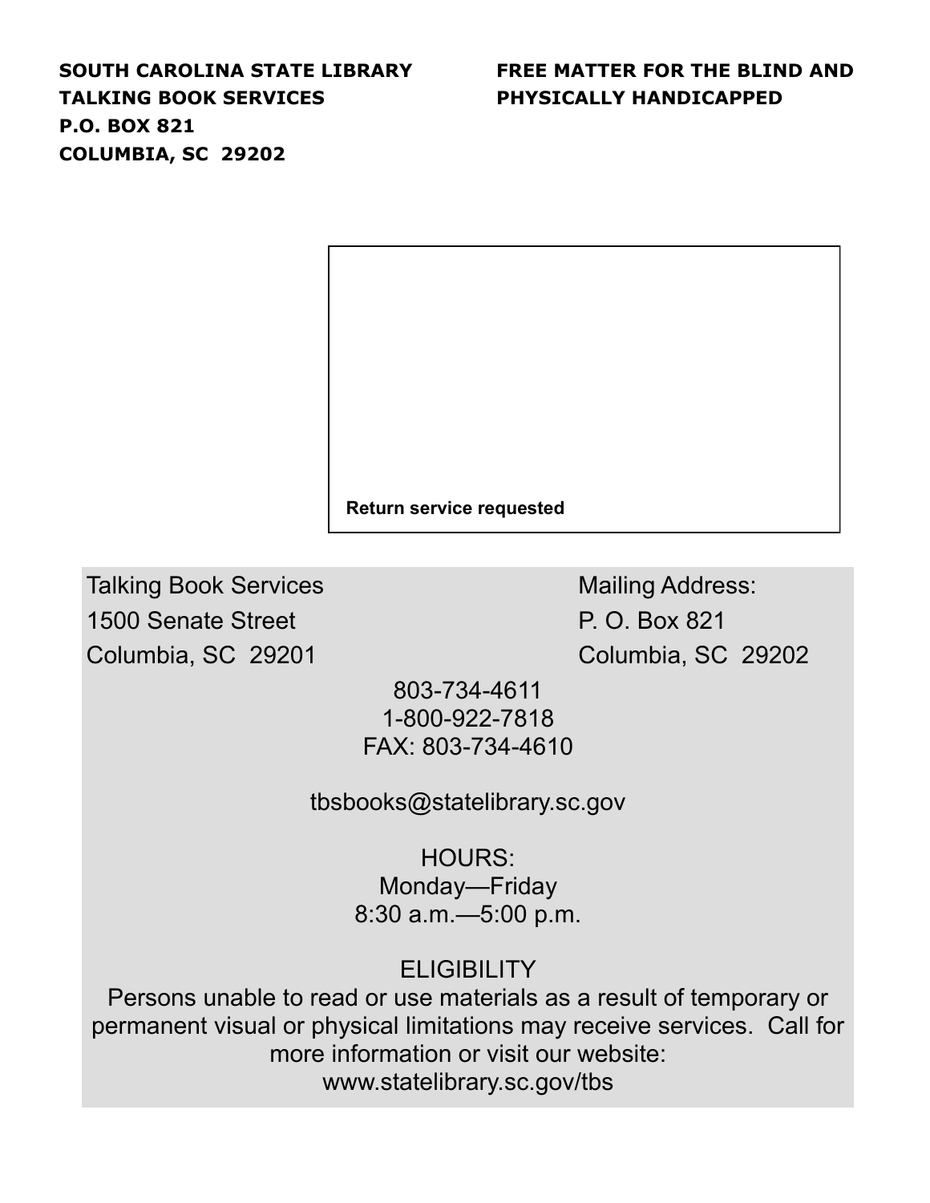**SOUTH CAROLINA STATE LIBRARY**
**TALKING BOOK SERVICES**
**P.O. BOX 821**
**COLUMBIA, SC 29202**

**FREE MATTER FOR THE BLIND AND PHYSICALLY HANDICAPPED**

**Return service requested**

Talking Book Services
1500 Senate Street
Columbia, SC 29201

Mailing Address:
P. O. Box 821
Columbia, SC 29202

803-734-4611
1-800-922-7818
FAX: 803-734-4610

tbsbooks@statelibrary.sc.gov

HOURS:
Monday—Friday
8:30 a.m.—5:00 p.m.

ELIGIBILITY

Persons unable to read or use materials as a result of temporary or permanent visual or physical limitations may receive services. Call for more information or visit our website:
www.statelibrary.sc.gov/tbs